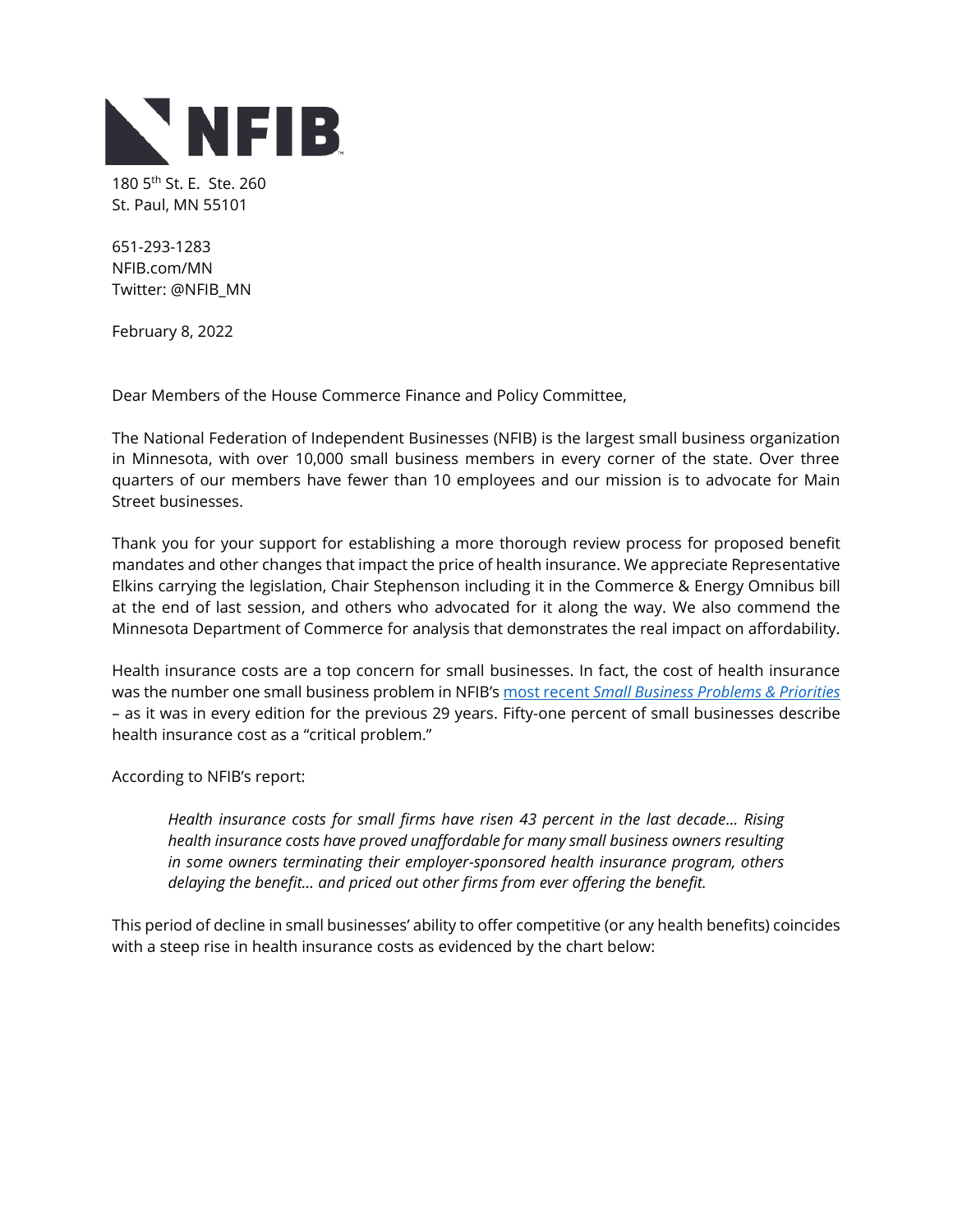**NFIB**

180 5th St. E. Ste. 260
St. Paul, MN 55101

651-293-1283
NFIB.com/MN
Twitter: @NFIB_MN

February 8, 2022

Dear Members of the House Commerce Finance and Policy Committee,

The National Federation of Independent Businesses (NFIB) is the largest small business organization in Minnesota, with over 10,000 small business members in every corner of the state. Over three quarters of our members have fewer than 10 employees and our mission is to advocate for Main Street businesses.

Thank you for your support for establishing a more thorough review process for proposed benefit mandates and other changes that impact the price of health insurance. We appreciate Representative Elkins carrying the legislation, Chair Stephenson including it in the Commerce & Energy Omnibus bill at the end of last session, and others who advocated for it along the way. We also commend the Minnesota Department of Commerce for analysis that demonstrates the real impact on affordability.

Health insurance costs are a top concern for small businesses. In fact, the cost of health insurance was the number one small business problem in NFIB's [most recent *Small Business Problems & Priorities*](#) – as it was in every edition for the previous 29 years. Fifty-one percent of small businesses describe health insurance cost as a "critical problem."

According to NFIB's report:

> *Health insurance costs for small firms have risen 43 percent in the last decade… Rising health insurance costs have proved unaffordable for many small business owners resulting in some owners terminating their employer-sponsored health insurance program, others delaying the benefit… and priced out other firms from ever offering the benefit.*

This period of decline in small businesses' ability to offer competitive (or any health benefits) coincides with a steep rise in health insurance costs as evidenced by the chart below: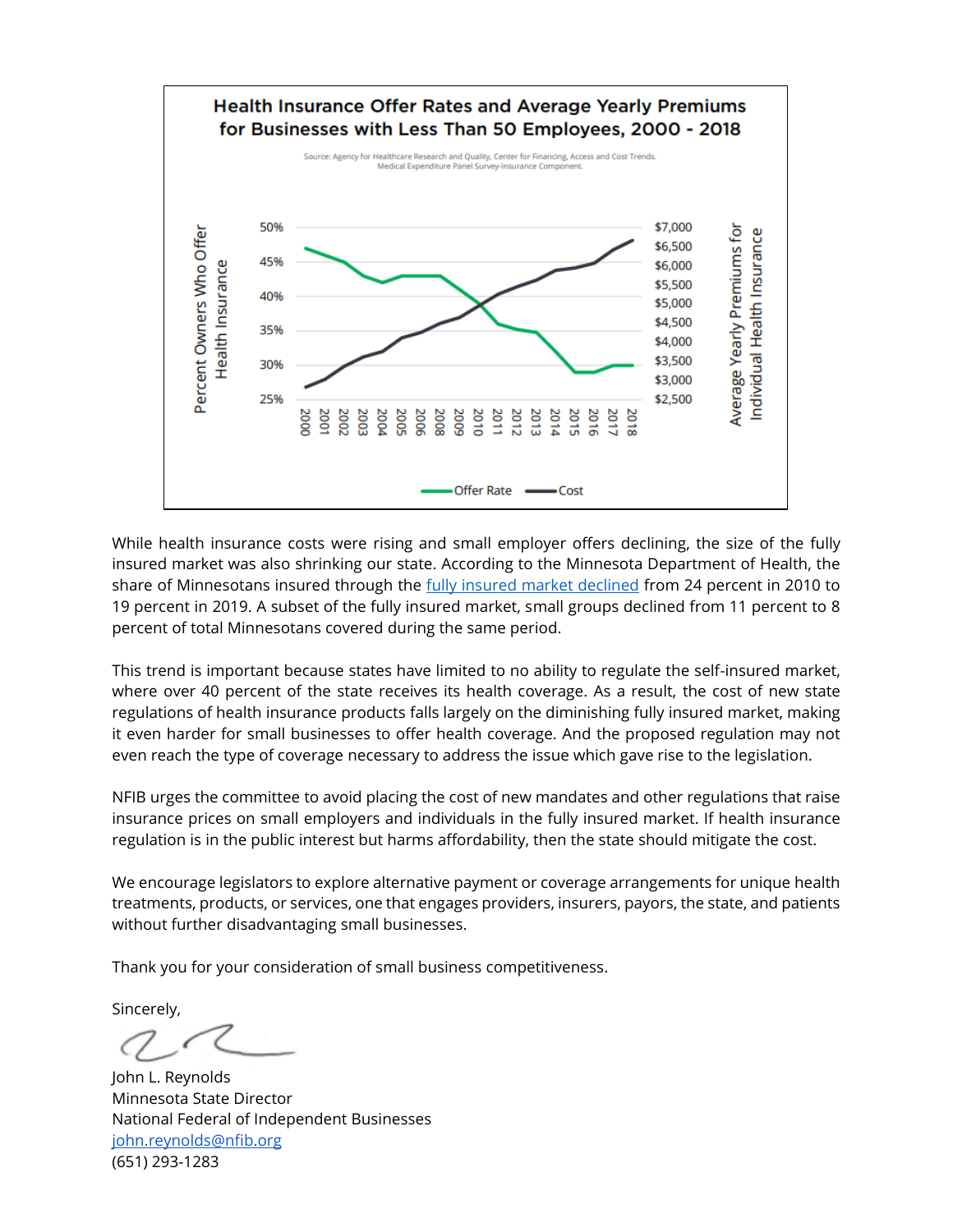Health Insurance Offer Rates and Average Yearly Premiums for Businesses with Less Than 50 Employees, 2000 - 2018

Source: Agency for Healthcare Research and Quality, Center for Financing, Access and Cost Trends. Medical Expenditure Panel Survey-Insurance Component.

Percent Owners Who Offer Health Insurance

50%
45%
40%
35%
30%
25%

Average Yearly Premiums for Individual Health Insurance

$7,000
$6,500
$6,000
$5,500
$5,000
$4,500
$4,000
$3,500
$3,000
$2,500

2000 2001 2002 2003 2004 2005 2006 2008 2009 2010 2011 2012 2013 2014 2015 2016 2017 2018

Offer Rate — Cost

While health insurance costs were rising and small employer offers declining, the size of the fully insured market was also shrinking our state. According to the Minnesota Department of Health, the share of Minnesotans insured through the fully insured market declined from 24 percent in 2010 to 19 percent in 2019. A subset of the fully insured market, small groups declined from 11 percent to 8 percent of total Minnesotans covered during the same period.

This trend is important because states have limited to no ability to regulate the self-insured market, where over 40 percent of the state receives its health coverage. As a result, the cost of new state regulations of health insurance products falls largely on the diminishing fully insured market, making it even harder for small businesses to offer health coverage. And the proposed regulation may not even reach the type of coverage necessary to address the issue which gave rise to the legislation.

NFIB urges the committee to avoid placing the cost of new mandates and other regulations that raise insurance prices on small employers and individuals in the fully insured market. If health insurance regulation is in the public interest but harms affordability, then the state should mitigate the cost.

We encourage legislators to explore alternative payment or coverage arrangements for unique health treatments, products, or services, one that engages providers, insurers, payors, the state, and patients without further disadvantaging small businesses.

Thank you for your consideration of small business competitiveness.

Sincerely,

John L. Reynolds
Minnesota State Director
National Federal of Independent Businesses
john.reynolds@nfib.org
(651) 293-1283